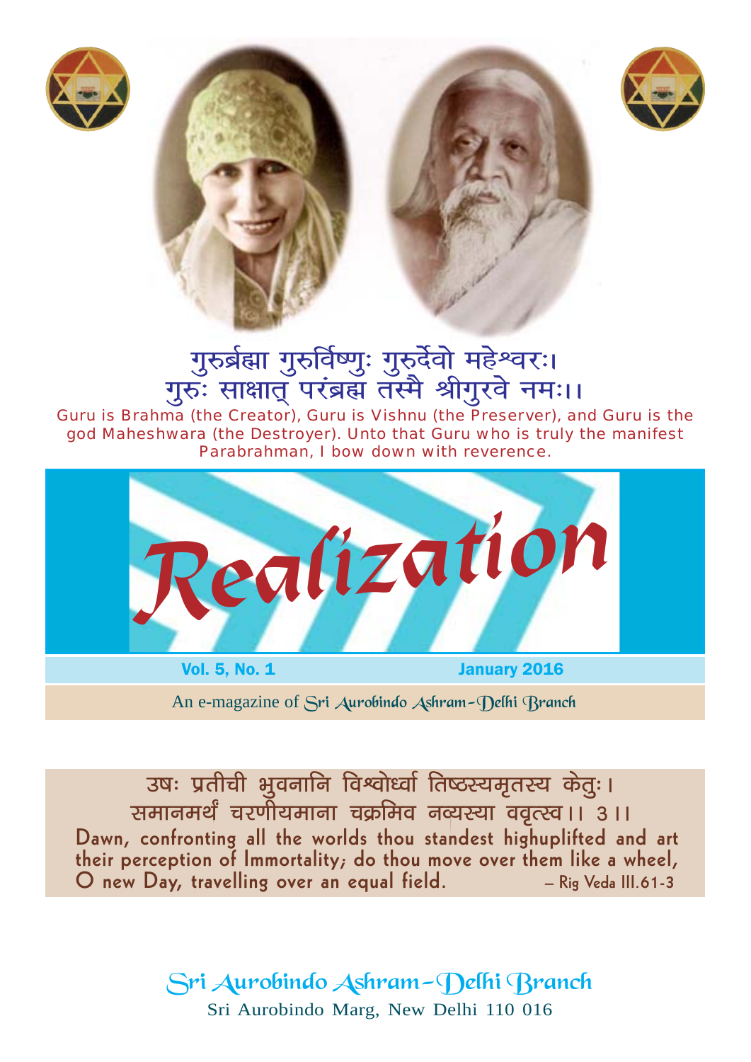गुरुर्ब्रह्मा गुरुर्विष्णुः गुरुर्देवो महेश्वरः।
गुरुः साक्षात् परंब्रह्म तस्मै श्रीगुरवे नमः।।

Guru is Brahma (the Creator), Guru is Vishnu (the Preserver), and Guru is the god Maheshwara (the Destroyer). Unto that Guru who is truly the manifest Parabrahman, I bow down with reverence.

# Realization

**Vol. 5, No. 1** **January 2016**

An e-magazine of Sri Aurobindo Ashram-Delhi Branch

उषः प्रतीची भुवनानि विश्वोर्ध्वा तिष्ठस्यमृतस्य केतुः।
समानमर्थं चरणीयमाना चक्रमिव नव्यस्या ववृत्स्व।। 3।।

**Dawn, confronting all the worlds thou standest highuplifted and art their perception of Immortality; do thou move over them like a wheel, O new Day, travelling over an equal field.** – Rig Veda III.61-3

Sri Aurobindo Ashram-Delhi Branch
Sri Aurobindo Marg, New Delhi 110 016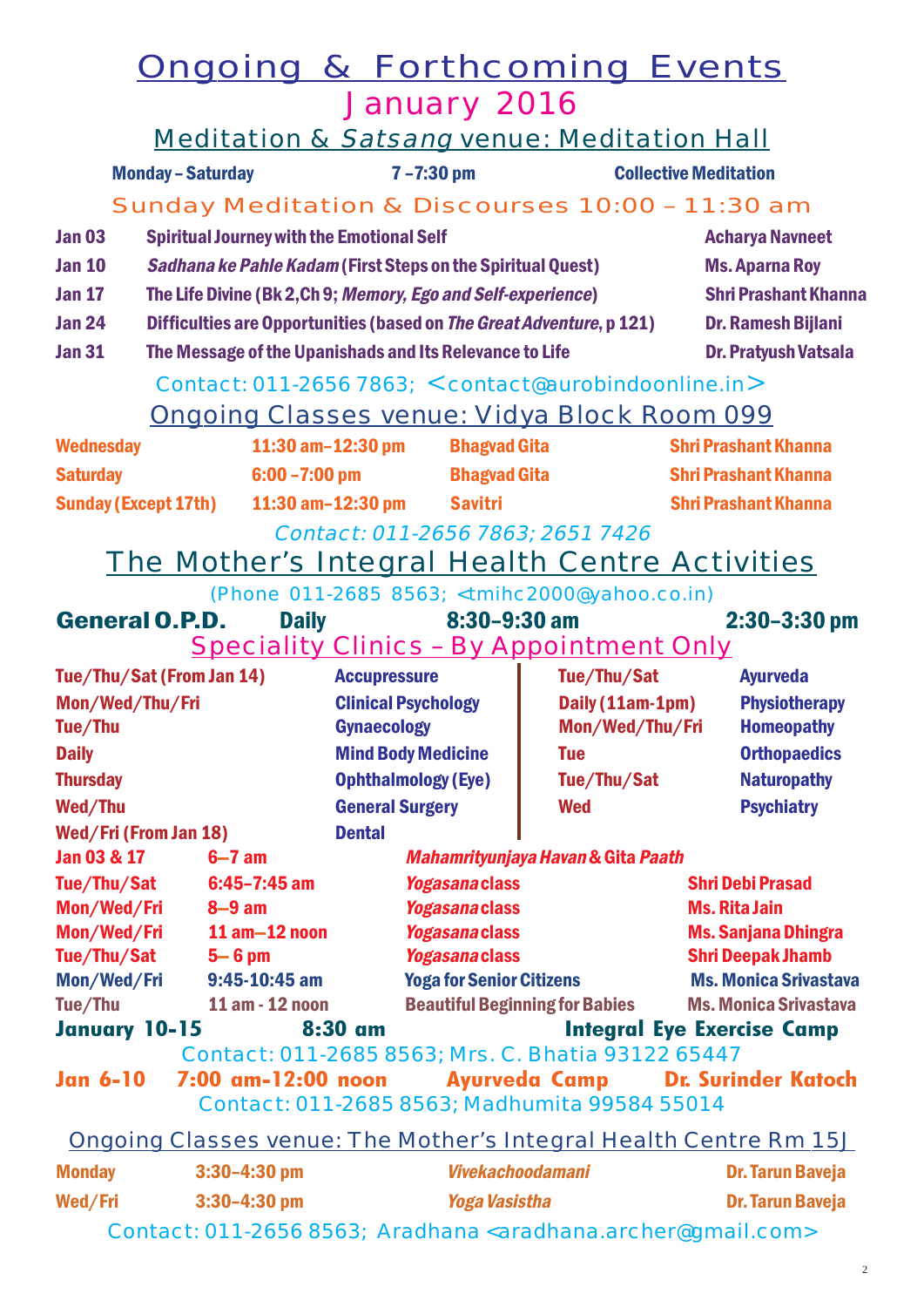# Ongoing & Forthcoming Events

## January 2016

### Meditation & *Satsang* venue: Meditation Hall

| Monday – Saturday | 7 –7:30 pm | Collective Meditation |
|---|---|---|

**Sunday Meditation & Discourses 10:00 – 11:30 am**

| Date | Topic | Speaker |
|---|---|---|
| Jan 03 | Spiritual Journey with the Emotional Self | Acharya Navneet |
| Jan 10 | *Sadhana ke Pahle Kadam* (First Steps on the Spiritual Quest) | Ms. Aparna Roy |
| Jan 17 | The Life Divine (Bk 2, Ch 9; *Memory, Ego and Self-experience*) | Shri Prashant Khanna |
| Jan 24 | Difficulties are Opportunities (based on *The Great Adventure*, p 121) | Dr. Ramesh Bijlani |
| Jan 31 | The Message of the Upanishads and Its Relevance to Life | Dr. Pratyush Vatsala |

Contact: 011-2656 7863; <contact@aurobindoonline.in>

### Ongoing Classes venue: Vidya Block Room 099

| Day | Time | Class | Teacher |
|---|---|---|---|
| Wednesday | 11:30 am–12:30 pm | Bhagvad Gita | Shri Prashant Khanna |
| Saturday | 6:00 –7:00 pm | Bhagvad Gita | Shri Prashant Khanna |
| Sunday (Except 17th) | 11:30 am–12:30 pm | Savitri | Shri Prashant Khanna |

*Contact: 011-2656 7863; 2651 7426*

## The Mother's Integral Health Centre Activities

(Phone 011-2685 8563; <tmihc2000@yahoo.co.in)

**General O.P.D.** Daily 8:30–9:30 am 2:30–3:30 pm

### Speciality Clinics – By Appointment Only

| Days | Clinic | Days | Clinic |
|---|---|---|---|
| Tue/Thu/Sat (From Jan 14) | Accupressure | Tue/Thu/Sat | Ayurveda |
| Mon/Wed/Thu/Fri | Clinical Psychology | Daily (11am-1pm) | Physiotherapy |
| Tue/Thu | Gynaecology | Mon/Wed/Thu/Fri | Homeopathy |
| Daily | Mind Body Medicine | Tue | Orthopaedics |
| Thursday | Ophthalmology (Eye) | Tue/Thu/Sat | Naturopathy |
| Wed/Thu | General Surgery | Wed | Psychiatry |
| Wed/Fri (From Jan 18) | Dental | | |

| Days | Time | Activity | Conducted by |
|---|---|---|---|
| Jan 03 & 17 | 6–7 am | *Mahamrityunjaya Havan* & Gita *Paath* | |
| Tue/Thu/Sat | 6:45–7:45 am | *Yogasana* class | Shri Debi Prasad |
| Mon/Wed/Fri | 8–9 am | *Yogasana* class | Ms. Rita Jain |
| Mon/Wed/Fri | 11 am–12 noon | *Yogasana* class | Ms. Sanjana Dhingra |
| Tue/Thu/Sat | 5– 6 pm | *Yogasana* class | Shri Deepak Jhamb |
| Mon/Wed/Fri | 9:45-10:45 am | Yoga for Senior Citizens | Ms. Monica Srivastava |
| Tue/Thu | 11 am - 12 noon | Beautiful Beginning for Babies | Ms. Monica Srivastava |

**January 10-15 8:30 am Integral Eye Exercise Camp**

Contact: 011-2685 8563; Mrs. C. Bhatia 93122 65447

**Jan 6-10 7:00 am-12:00 noon Ayurveda Camp Dr. Surinder Katoch**

Contact: 011-2685 8563; Madhumita 99584 55014

### Ongoing Classes venue: The Mother's Integral Health Centre Rm 15J

| Day | Time | Class | Teacher |
|---|---|---|---|
| Monday | 3:30–4:30 pm | *Vivekachoodamani* | Dr. Tarun Baveja |
| Wed/Fri | 3:30–4:30 pm | *Yoga Vasistha* | Dr. Tarun Baveja |

Contact: 011-2656 8563; Aradhana <aradhana.archer@gmail.com>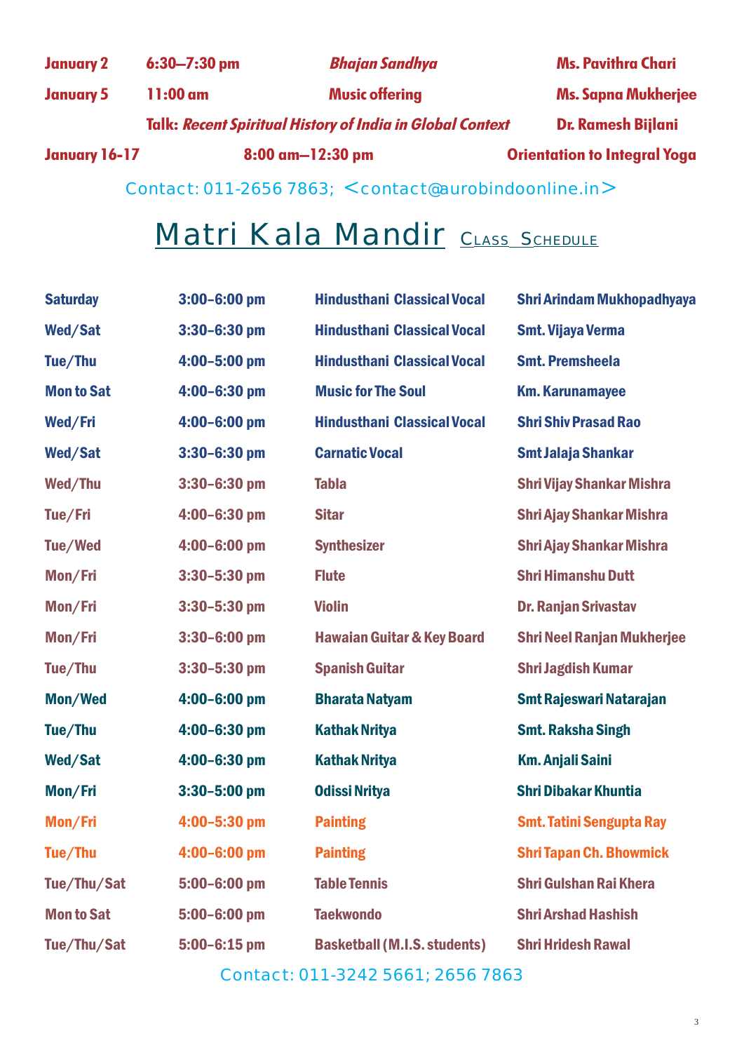| | | | |
|---|---|---|---|
| **January 2** | **6:30–7:30 pm** | ***Bhajan Sandhya*** | **Ms. Pavithra Chari** |
| **January 5** | **11:00 am** | **Music offering** | **Ms. Sapna Mukherjee** |
| | **Talk: *Recent Spiritual History of India in Global Context*** | | **Dr. Ramesh Bijlani** |
| **January 16-17** | **8:00 am–12:30 pm** | | **Orientation to Integral Yoga** |

Contact: 011-2656 7863; <contact@aurobindoonline.in>

# Matri Kala Mandir CLASS SCHEDULE

| | | | |
|---|---|---|---|
| **Saturday** | **3:00–6:00 pm** | **Hindusthani Classical Vocal** | **Shri Arindam Mukhopadhyaya** |
| **Wed/Sat** | **3:30–6:30 pm** | **Hindusthani Classical Vocal** | **Smt. Vijaya Verma** |
| **Tue/Thu** | **4:00–5:00 pm** | **Hindusthani Classical Vocal** | **Smt. Premsheela** |
| **Mon to Sat** | **4:00–6:30 pm** | **Music for The Soul** | **Km. Karunamayee** |
| **Wed/Fri** | **4:00–6:00 pm** | **Hindusthani Classical Vocal** | **Shri Shiv Prasad Rao** |
| **Wed/Sat** | **3:30–6:30 pm** | **Carnatic Vocal** | **Smt Jalaja Shankar** |
| **Wed/Thu** | **3:30–6:30 pm** | **Tabla** | **Shri Vijay Shankar Mishra** |
| **Tue/Fri** | **4:00–6:30 pm** | **Sitar** | **Shri Ajay Shankar Mishra** |
| **Tue/Wed** | **4:00–6:00 pm** | **Synthesizer** | **Shri Ajay Shankar Mishra** |
| **Mon/Fri** | **3:30–5:30 pm** | **Flute** | **Shri Himanshu Dutt** |
| **Mon/Fri** | **3:30–5:30 pm** | **Violin** | **Dr. Ranjan Srivastav** |
| **Mon/Fri** | **3:30–6:00 pm** | **Hawaian Guitar & Key Board** | **Shri Neel Ranjan Mukherjee** |
| **Tue/Thu** | **3:30–5:30 pm** | **Spanish Guitar** | **Shri Jagdish Kumar** |
| **Mon/Wed** | **4:00–6:00 pm** | **Bharata Natyam** | **Smt Rajeswari Natarajan** |
| **Tue/Thu** | **4:00–6:30 pm** | **Kathak Nritya** | **Smt. Raksha Singh** |
| **Wed/Sat** | **4:00–6:30 pm** | **Kathak Nritya** | **Km. Anjali Saini** |
| **Mon/Fri** | **3:30–5:00 pm** | **Odissi Nritya** | **Shri Dibakar Khuntia** |
| **Mon/Fri** | **4:00–5:30 pm** | **Painting** | **Smt. Tatini Sengupta Ray** |
| **Tue/Thu** | **4:00–6:00 pm** | **Painting** | **Shri Tapan Ch. Bhowmick** |
| **Tue/Thu/Sat** | **5:00–6:00 pm** | **Table Tennis** | **Shri Gulshan Rai Khera** |
| **Mon to Sat** | **5:00–6:00 pm** | **Taekwondo** | **Shri Arshad Hashish** |
| **Tue/Thu/Sat** | **5:00–6:15 pm** | **Basketball (M.I.S. students)** | **Shri Hridesh Rawal** |

Contact: 011-3242 5661; 2656 7863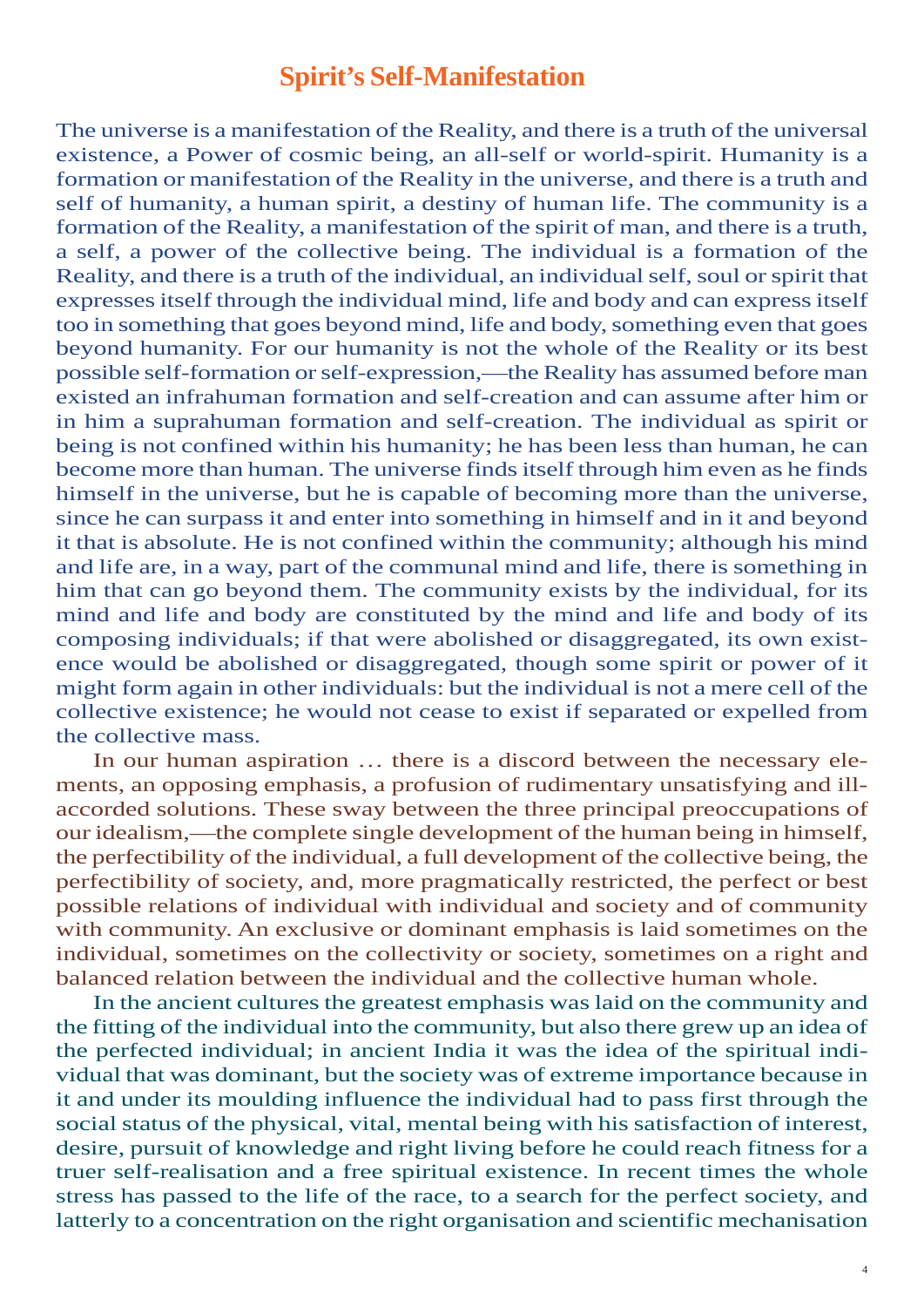# Spirit's Self-Manifestation

The universe is a manifestation of the Reality, and there is a truth of the universal existence, a Power of cosmic being, an all-self or world-spirit. Humanity is a formation or manifestation of the Reality in the universe, and there is a truth and self of humanity, a human spirit, a destiny of human life. The community is a formation of the Reality, a manifestation of the spirit of man, and there is a truth, a self, a power of the collective being. The individual is a formation of the Reality, and there is a truth of the individual, an individual self, soul or spirit that expresses itself through the individual mind, life and body and can express itself too in something that goes beyond mind, life and body, something even that goes beyond humanity. For our humanity is not the whole of the Reality or its best possible self-formation or self-expression,—the Reality has assumed before man existed an infrahuman formation and self-creation and can assume after him or in him a suprahuman formation and self-creation. The individual as spirit or being is not confined within his humanity; he has been less than human, he can become more than human. The universe finds itself through him even as he finds himself in the universe, but he is capable of becoming more than the universe, since he can surpass it and enter into something in himself and in it and beyond it that is absolute. He is not confined within the community; although his mind and life are, in a way, part of the communal mind and life, there is something in him that can go beyond them. The community exists by the individual, for its mind and life and body are constituted by the mind and life and body of its composing individuals; if that were abolished or disaggregated, its own existence would be abolished or disaggregated, though some spirit or power of it might form again in other individuals: but the individual is not a mere cell of the collective existence; he would not cease to exist if separated or expelled from the collective mass.

In our human aspiration … there is a discord between the necessary elements, an opposing emphasis, a profusion of rudimentary unsatisfying and ill-accorded solutions. These sway between the three principal preoccupations of our idealism,—the complete single development of the human being in himself, the perfectibility of the individual, a full development of the collective being, the perfectibility of society, and, more pragmatically restricted, the perfect or best possible relations of individual with individual and society and of community with community. An exclusive or dominant emphasis is laid sometimes on the individual, sometimes on the collectivity or society, sometimes on a right and balanced relation between the individual and the collective human whole.

In the ancient cultures the greatest emphasis was laid on the community and the fitting of the individual into the community, but also there grew up an idea of the perfected individual; in ancient India it was the idea of the spiritual individual that was dominant, but the society was of extreme importance because in it and under its moulding influence the individual had to pass first through the social status of the physical, vital, mental being with his satisfaction of interest, desire, pursuit of knowledge and right living before he could reach fitness for a truer self-realisation and a free spiritual existence. In recent times the whole stress has passed to the life of the race, to a search for the perfect society, and latterly to a concentration on the right organisation and scientific mechanisation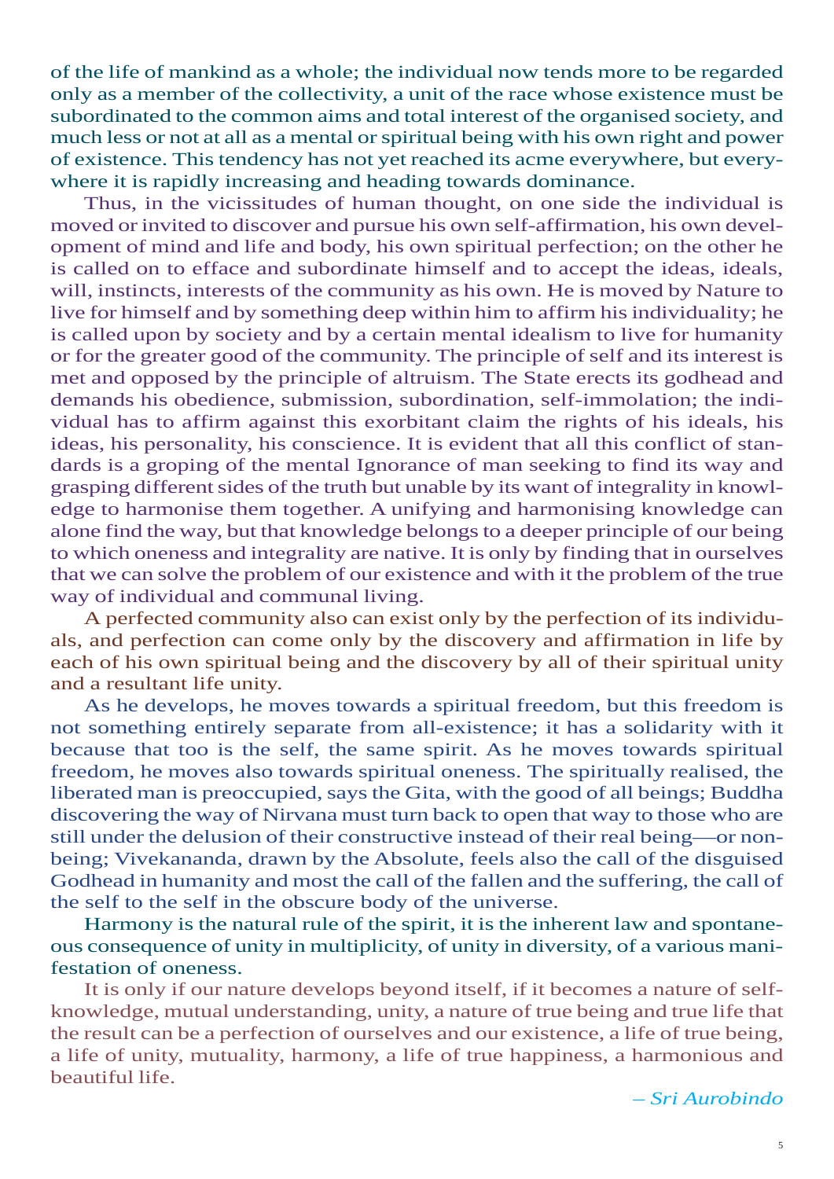of the life of mankind as a whole; the individual now tends more to be regarded only as a member of the collectivity, a unit of the race whose existence must be subordinated to the common aims and total interest of the organised society, and much less or not at all as a mental or spiritual being with his own right and power of existence. This tendency has not yet reached its acme everywhere, but everywhere it is rapidly increasing and heading towards dominance.

Thus, in the vicissitudes of human thought, on one side the individual is moved or invited to discover and pursue his own self-affirmation, his own development of mind and life and body, his own spiritual perfection; on the other he is called on to efface and subordinate himself and to accept the ideas, ideals, will, instincts, interests of the community as his own. He is moved by Nature to live for himself and by something deep within him to affirm his individuality; he is called upon by society and by a certain mental idealism to live for humanity or for the greater good of the community. The principle of self and its interest is met and opposed by the principle of altruism. The State erects its godhead and demands his obedience, submission, subordination, self-immolation; the individual has to affirm against this exorbitant claim the rights of his ideals, his ideas, his personality, his conscience. It is evident that all this conflict of standards is a groping of the mental Ignorance of man seeking to find its way and grasping different sides of the truth but unable by its want of integrality in knowledge to harmonise them together. A unifying and harmonising knowledge can alone find the way, but that knowledge belongs to a deeper principle of our being to which oneness and integrality are native. It is only by finding that in ourselves that we can solve the problem of our existence and with it the problem of the true way of individual and communal living.

A perfected community also can exist only by the perfection of its individuals, and perfection can come only by the discovery and affirmation in life by each of his own spiritual being and the discovery by all of their spiritual unity and a resultant life unity.

As he develops, he moves towards a spiritual freedom, but this freedom is not something entirely separate from all-existence; it has a solidarity with it because that too is the self, the same spirit. As he moves towards spiritual freedom, he moves also towards spiritual oneness. The spiritually realised, the liberated man is preoccupied, says the Gita, with the good of all beings; Buddha discovering the way of Nirvana must turn back to open that way to those who are still under the delusion of their constructive instead of their real being—or non-being; Vivekananda, drawn by the Absolute, feels also the call of the disguised Godhead in humanity and most the call of the fallen and the suffering, the call of the self to the self in the obscure body of the universe.

Harmony is the natural rule of the spirit, it is the inherent law and spontaneous consequence of unity in multiplicity, of unity in diversity, of a various manifestation of oneness.

It is only if our nature develops beyond itself, if it becomes a nature of self-knowledge, mutual understanding, unity, a nature of true being and true life that the result can be a perfection of ourselves and our existence, a life of true being, a life of unity, mutuality, harmony, a life of true happiness, a harmonious and beautiful life.

*– Sri Aurobindo*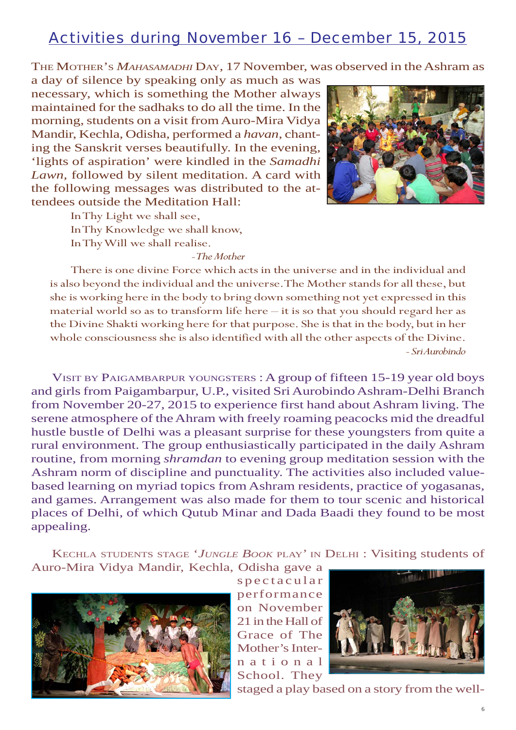## Activities during November 16 – December 15, 2015

THE MOTHER'S *MAHASAMADHI* DAY, 17 November, was observed in the Ashram as a day of silence by speaking only as much as was necessary, which is something the Mother always maintained for the sadhaks to do all the time. In the morning, students on a visit from Auro-Mira Vidya Mandir, Kechla, Odisha, performed a *havan*, chanting the Sanskrit verses beautifully. In the evening, 'lights of aspiration' were kindled in the *Samadhi Lawn*, followed by silent meditation. A card with the following messages was distributed to the attendees outside the Meditation Hall:

> In Thy Light we shall see,
> In Thy Knowledge we shall know,
> In Thy Will we shall realise.
>
> *- The Mother*

> There is one divine Force which acts in the universe and in the individual and is also beyond the individual and the universe. The Mother stands for all these, but she is working here in the body to bring down something not yet expressed in this material world so as to transform life here – it is so that you should regard her as the Divine Shakti working here for that purpose. She is that in the body, but in her whole consciousness she is also identified with all the other aspects of the Divine.
>
> *- Sri Aurobindo*

VISIT BY PAIGAMBARPUR YOUNGSTERS : A group of fifteen 15-19 year old boys and girls from Paigambarpur, U.P., visited Sri Aurobindo Ashram-Delhi Branch from November 20-27, 2015 to experience first hand about Ashram living. The serene atmosphere of the Ahram with freely roaming peacocks mid the dreadful hustle bustle of Delhi was a pleasant surprise for these youngsters from quite a rural environment. The group enthusiastically participated in the daily Ashram routine, from morning *shramdan* to evening group meditation session with the Ashram norm of discipline and punctuality. The activities also included value-based learning on myriad topics from Ashram residents, practice of yogasanas, and games. Arrangement was also made for them to tour scenic and historical places of Delhi, of which Qutub Minar and Dada Baadi they found to be most appealing.

KECHLA STUDENTS STAGE '*JUNGLE BOOK* PLAY' IN DELHI : Visiting students of Auro-Mira Vidya Mandir, Kechla, Odisha gave a spectacular performance on November 21 in the Hall of Grace of The Mother's International School. They staged a play based on a story from the well-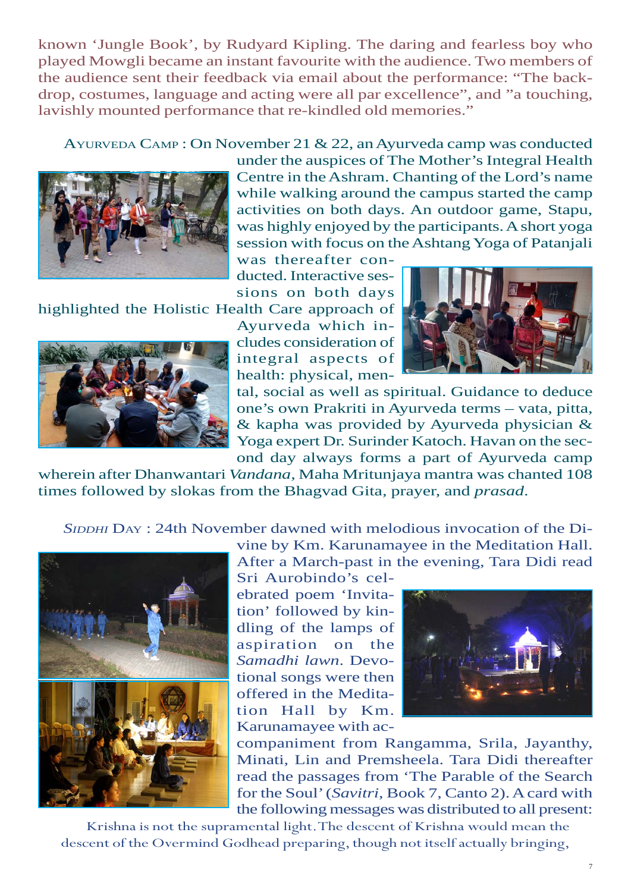known 'Jungle Book', by Rudyard Kipling. The daring and fearless boy who played Mowgli became an instant favourite with the audience. Two members of the audience sent their feedback via email about the performance: "The backdrop, costumes, language and acting were all par excellence", and "a touching, lavishly mounted performance that re-kindled old memories."

AYURVEDA CAMP : On November 21 & 22, an Ayurveda camp was conducted under the auspices of The Mother's Integral Health Centre in the Ashram. Chanting of the Lord's name while walking around the campus started the camp activities on both days. An outdoor game, Stapu, was highly enjoyed by the participants. A short yoga session with focus on the Ashtang Yoga of Patanjali was thereafter conducted. Interactive sessions on both days highlighted the Holistic Health Care approach of Ayurveda which includes consideration of integral aspects of health: physical, mental, social as well as spiritual. Guidance to deduce one's own Prakriti in Ayurveda terms – vata, pitta, & kapha was provided by Ayurveda physician & Yoga expert Dr. Surinder Katoch. Havan on the second day always forms a part of Ayurveda camp wherein after Dhanwantari *Vandana*, Maha Mritunjaya mantra was chanted 108 times followed by slokas from the Bhagvad Gita, prayer, and *prasad*.

*SIDDHI* DAY : 24th November dawned with melodious invocation of the Divine by Km. Karunamayee in the Meditation Hall. After a March-past in the evening, Tara Didi read Sri Aurobindo's celebrated poem 'Invitation' followed by kindling of the lamps of aspiration on the *Samadhi lawn*. Devotional songs were then offered in the Meditation Hall by Km. Karunamayee with accompaniment from Rangamma, Srila, Jayanthy, Minati, Lin and Premsheela. Tara Didi thereafter read the passages from 'The Parable of the Search for the Soul' (*Savitri*, Book 7, Canto 2). A card with the following messages was distributed to all present:

Krishna is not the supramental light. The descent of Krishna would mean the descent of the Overmind Godhead preparing, though not itself actually bringing,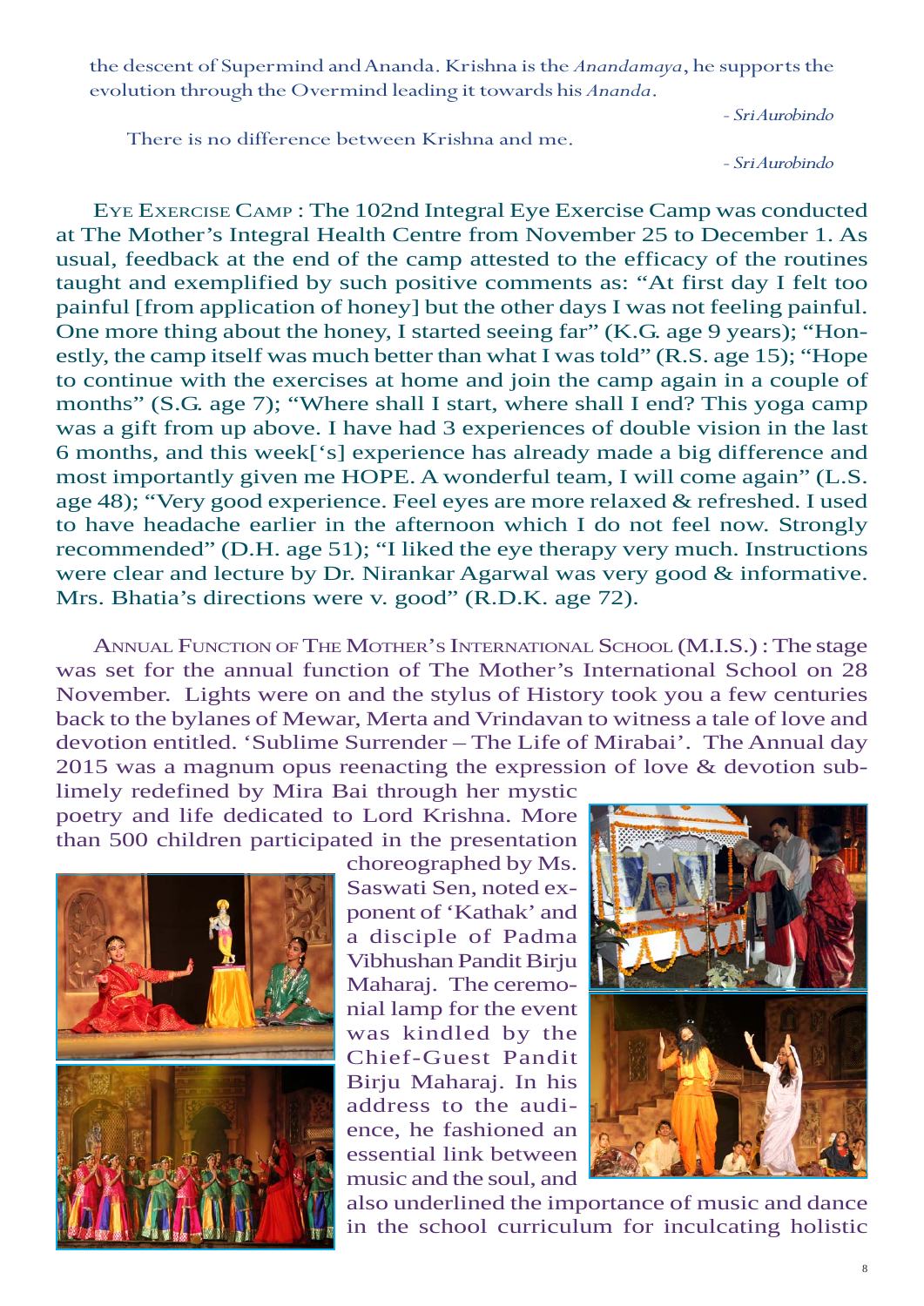the descent of Supermind and Ananda. Krishna is the *Anandamaya*, he supports the evolution through the Overmind leading it towards his *Ananda*.

*- Sri Aurobindo*

There is no difference between Krishna and me.

*- Sri Aurobindo*

Eye Exercise Camp : The 102nd Integral Eye Exercise Camp was conducted at The Mother's Integral Health Centre from November 25 to December 1. As usual, feedback at the end of the camp attested to the efficacy of the routines taught and exemplified by such positive comments as: "At first day I felt too painful [from application of honey] but the other days I was not feeling painful. One more thing about the honey, I started seeing far" (K.G. age 9 years); "Honestly, the camp itself was much better than what I was told" (R.S. age 15); "Hope to continue with the exercises at home and join the camp again in a couple of months" (S.G. age 7); "Where shall I start, where shall I end? This yoga camp was a gift from up above. I have had 3 experiences of double vision in the last 6 months, and this week['s] experience has already made a big difference and most importantly given me HOPE. A wonderful team, I will come again" (L.S. age 48); "Very good experience. Feel eyes are more relaxed & refreshed. I used to have headache earlier in the afternoon which I do not feel now. Strongly recommended" (D.H. age 51); "I liked the eye therapy very much. Instructions were clear and lecture by Dr. Nirankar Agarwal was very good & informative. Mrs. Bhatia's directions were v. good" (R.D.K. age 72).

Annual Function of The Mother's International School (M.I.S.) : The stage was set for the annual function of The Mother's International School on 28 November. Lights were on and the stylus of History took you a few centuries back to the bylanes of Mewar, Merta and Vrindavan to witness a tale of love and devotion entitled. 'Sublime Surrender – The Life of Mirabai'. The Annual day 2015 was a magnum opus reenacting the expression of love & devotion sublimely redefined by Mira Bai through her mystic poetry and life dedicated to Lord Krishna. More than 500 children participated in the presentation choreographed by Ms. Saswati Sen, noted exponent of 'Kathak' and a disciple of Padma Vibhushan Pandit Birju Maharaj. The ceremonial lamp for the event was kindled by the Chief-Guest Pandit Birju Maharaj. In his address to the audience, he fashioned an essential link between music and the soul, and also underlined the importance of music and dance in the school curriculum for inculcating holistic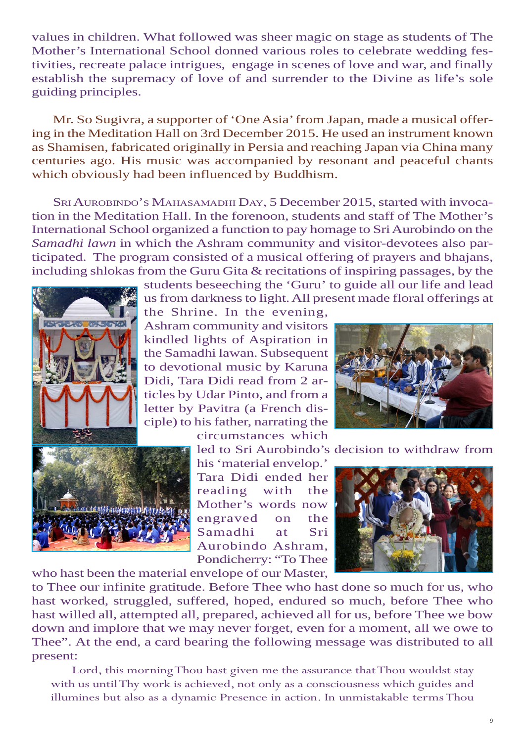values in children. What followed was sheer magic on stage as students of The Mother's International School donned various roles to celebrate wedding festivities, recreate palace intrigues, engage in scenes of love and war, and finally establish the supremacy of love of and surrender to the Divine as life's sole guiding principles.

Mr. So Sugivra, a supporter of 'One Asia' from Japan, made a musical offering in the Meditation Hall on 3rd December 2015. He used an instrument known as Shamisen, fabricated originally in Persia and reaching Japan via China many centuries ago. His music was accompanied by resonant and peaceful chants which obviously had been influenced by Buddhism.

Sri Aurobindo's Mahasamadhi Day, 5 December 2015, started with invocation in the Meditation Hall. In the forenoon, students and staff of The Mother's International School organized a function to pay homage to Sri Aurobindo on the *Samadhi lawn* in which the Ashram community and visitor-devotees also participated. The program consisted of a musical offering of prayers and bhajans, including shlokas from the Guru Gita & recitations of inspiring passages, by the students beseeching the 'Guru' to guide all our life and lead us from darkness to light. All present made floral offerings at the Shrine. In the evening, Ashram community and visitors kindled lights of Aspiration in the Samadhi lawan. Subsequent to devotional music by Karuna Didi, Tara Didi read from 2 articles by Udar Pinto, and from a letter by Pavitra (a French disciple) to his father, narrating the circumstances which led to Sri Aurobindo's decision to withdraw from his 'material envelop.' Tara Didi ended her reading with the Mother's words now engraved on the Samadhi at Sri Aurobindo Ashram, Pondicherry: "To Thee who hast been the material envelope of our Master, to Thee our infinite gratitude. Before Thee who hast done so much for us, who hast worked, struggled, suffered, hoped, endured so much, before Thee who hast willed all, attempted all, prepared, achieved all for us, before Thee we bow down and implore that we may never forget, even for a moment, all we owe to Thee". At the end, a card bearing the following message was distributed to all present:

Lord, this morning Thou hast given me the assurance that Thou wouldst stay with us until Thy work is achieved, not only as a consciousness which guides and illumines but also as a dynamic Presence in action. In unmistakable terms Thou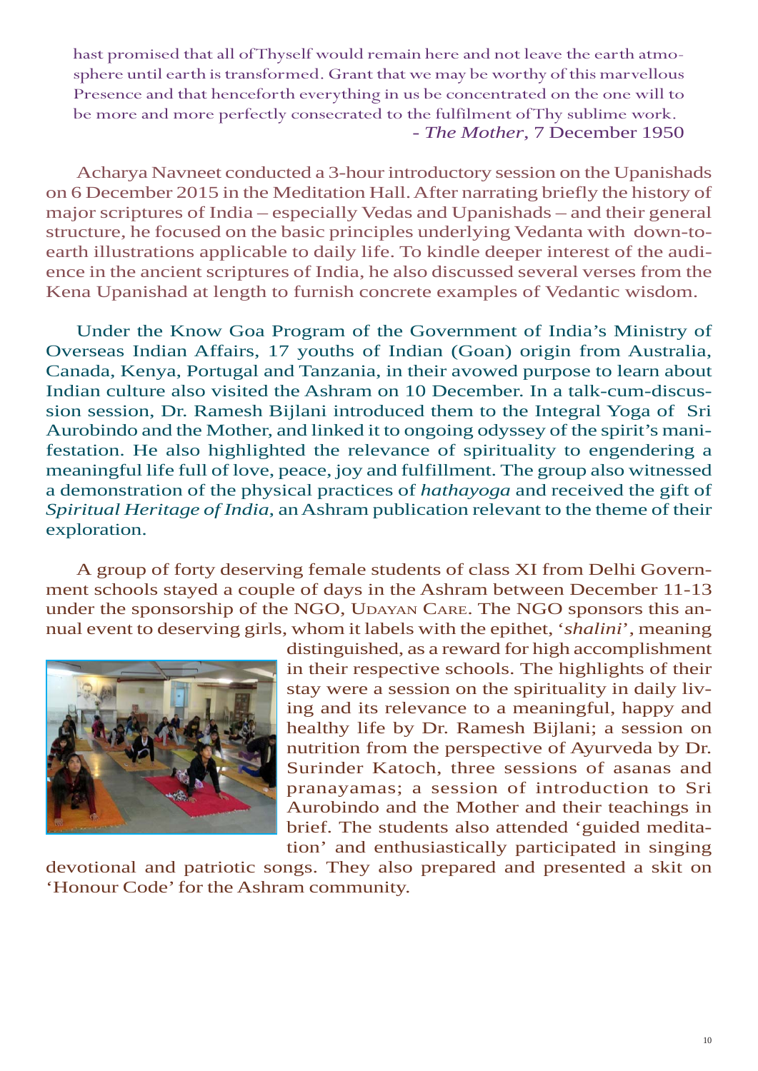hast promised that all of Thyself would remain here and not leave the earth atmosphere until earth is transformed. Grant that we may be worthy of this marvellous Presence and that henceforth everything in us be concentrated on the one will to be more and more perfectly consecrated to the fulfilment of Thy sublime work.

- *The Mother*, 7 December 1950

Acharya Navneet conducted a 3-hour introductory session on the Upanishads on 6 December 2015 in the Meditation Hall. After narrating briefly the history of major scriptures of India – especially Vedas and Upanishads – and their general structure, he focused on the basic principles underlying Vedanta with down-to-earth illustrations applicable to daily life. To kindle deeper interest of the audience in the ancient scriptures of India, he also discussed several verses from the Kena Upanishad at length to furnish concrete examples of Vedantic wisdom.

Under the Know Goa Program of the Government of India's Ministry of Overseas Indian Affairs, 17 youths of Indian (Goan) origin from Australia, Canada, Kenya, Portugal and Tanzania, in their avowed purpose to learn about Indian culture also visited the Ashram on 10 December. In a talk-cum-discussion session, Dr. Ramesh Bijlani introduced them to the Integral Yoga of Sri Aurobindo and the Mother, and linked it to ongoing odyssey of the spirit's manifestation. He also highlighted the relevance of spirituality to engendering a meaningful life full of love, peace, joy and fulfillment. The group also witnessed a demonstration of the physical practices of *hathayoga* and received the gift of *Spiritual Heritage of India*, an Ashram publication relevant to the theme of their exploration.

A group of forty deserving female students of class XI from Delhi Government schools stayed a couple of days in the Ashram between December 11-13 under the sponsorship of the NGO, Udayan Care. The NGO sponsors this annual event to deserving girls, whom it labels with the epithet, '*shalini*', meaning distinguished, as a reward for high accomplishment in their respective schools. The highlights of their stay were a session on the spirituality in daily living and its relevance to a meaningful, happy and healthy life by Dr. Ramesh Bijlani; a session on nutrition from the perspective of Ayurveda by Dr. Surinder Katoch, three sessions of asanas and pranayamas; a session of introduction to Sri Aurobindo and the Mother and their teachings in brief. The students also attended 'guided meditation' and enthusiastically participated in singing devotional and patriotic songs. They also prepared and presented a skit on 'Honour Code' for the Ashram community.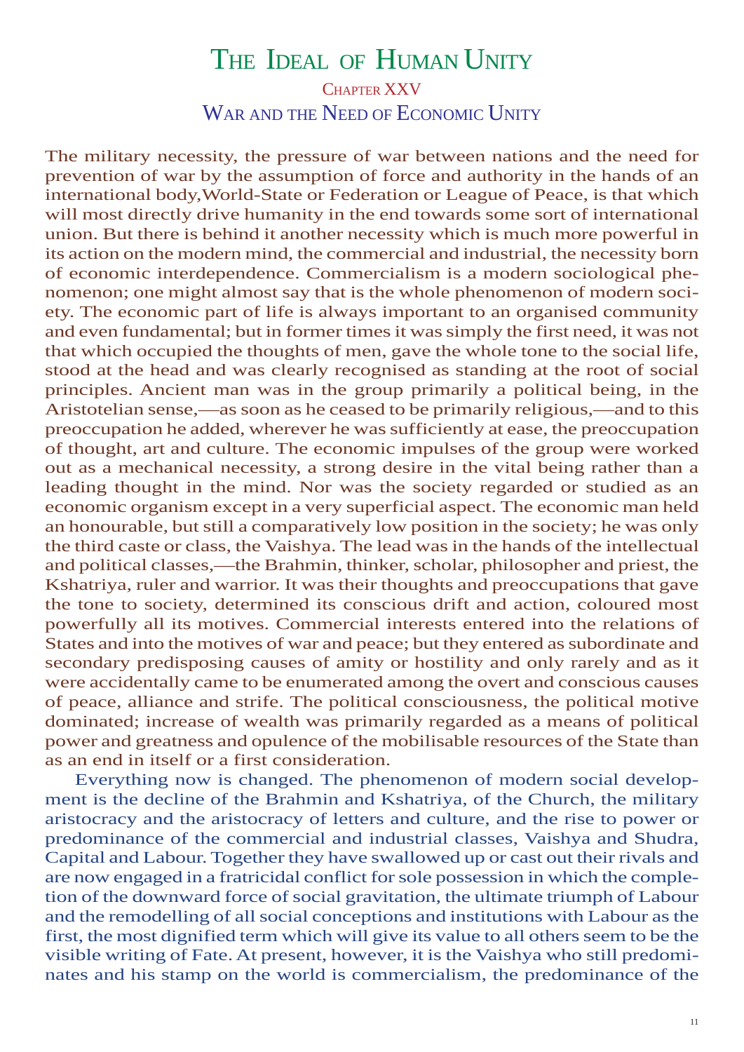# The Ideal of Human Unity

## Chapter XXV

## War and the Need of Economic Unity

The military necessity, the pressure of war between nations and the need for prevention of war by the assumption of force and authority in the hands of an international body,World-State or Federation or League of Peace, is that which will most directly drive humanity in the end towards some sort of international union. But there is behind it another necessity which is much more powerful in its action on the modern mind, the commercial and industrial, the necessity born of economic interdependence. Commercialism is a modern sociological phenomenon; one might almost say that is the whole phenomenon of modern society. The economic part of life is always important to an organised community and even fundamental; but in former times it was simply the first need, it was not that which occupied the thoughts of men, gave the whole tone to the social life, stood at the head and was clearly recognised as standing at the root of social principles. Ancient man was in the group primarily a political being, in the Aristotelian sense,—as soon as he ceased to be primarily religious,—and to this preoccupation he added, wherever he was sufficiently at ease, the preoccupation of thought, art and culture. The economic impulses of the group were worked out as a mechanical necessity, a strong desire in the vital being rather than a leading thought in the mind. Nor was the society regarded or studied as an economic organism except in a very superficial aspect. The economic man held an honourable, but still a comparatively low position in the society; he was only the third caste or class, the Vaishya. The lead was in the hands of the intellectual and political classes,—the Brahmin, thinker, scholar, philosopher and priest, the Kshatriya, ruler and warrior. It was their thoughts and preoccupations that gave the tone to society, determined its conscious drift and action, coloured most powerfully all its motives. Commercial interests entered into the relations of States and into the motives of war and peace; but they entered as subordinate and secondary predisposing causes of amity or hostility and only rarely and as it were accidentally came to be enumerated among the overt and conscious causes of peace, alliance and strife. The political consciousness, the political motive dominated; increase of wealth was primarily regarded as a means of political power and greatness and opulence of the mobilisable resources of the State than as an end in itself or a first consideration.

Everything now is changed. The phenomenon of modern social development is the decline of the Brahmin and Kshatriya, of the Church, the military aristocracy and the aristocracy of letters and culture, and the rise to power or predominance of the commercial and industrial classes, Vaishya and Shudra, Capital and Labour. Together they have swallowed up or cast out their rivals and are now engaged in a fratricidal conflict for sole possession in which the completion of the downward force of social gravitation, the ultimate triumph of Labour and the remodelling of all social conceptions and institutions with Labour as the first, the most dignified term which will give its value to all others seem to be the visible writing of Fate. At present, however, it is the Vaishya who still predominates and his stamp on the world is commercialism, the predominance of the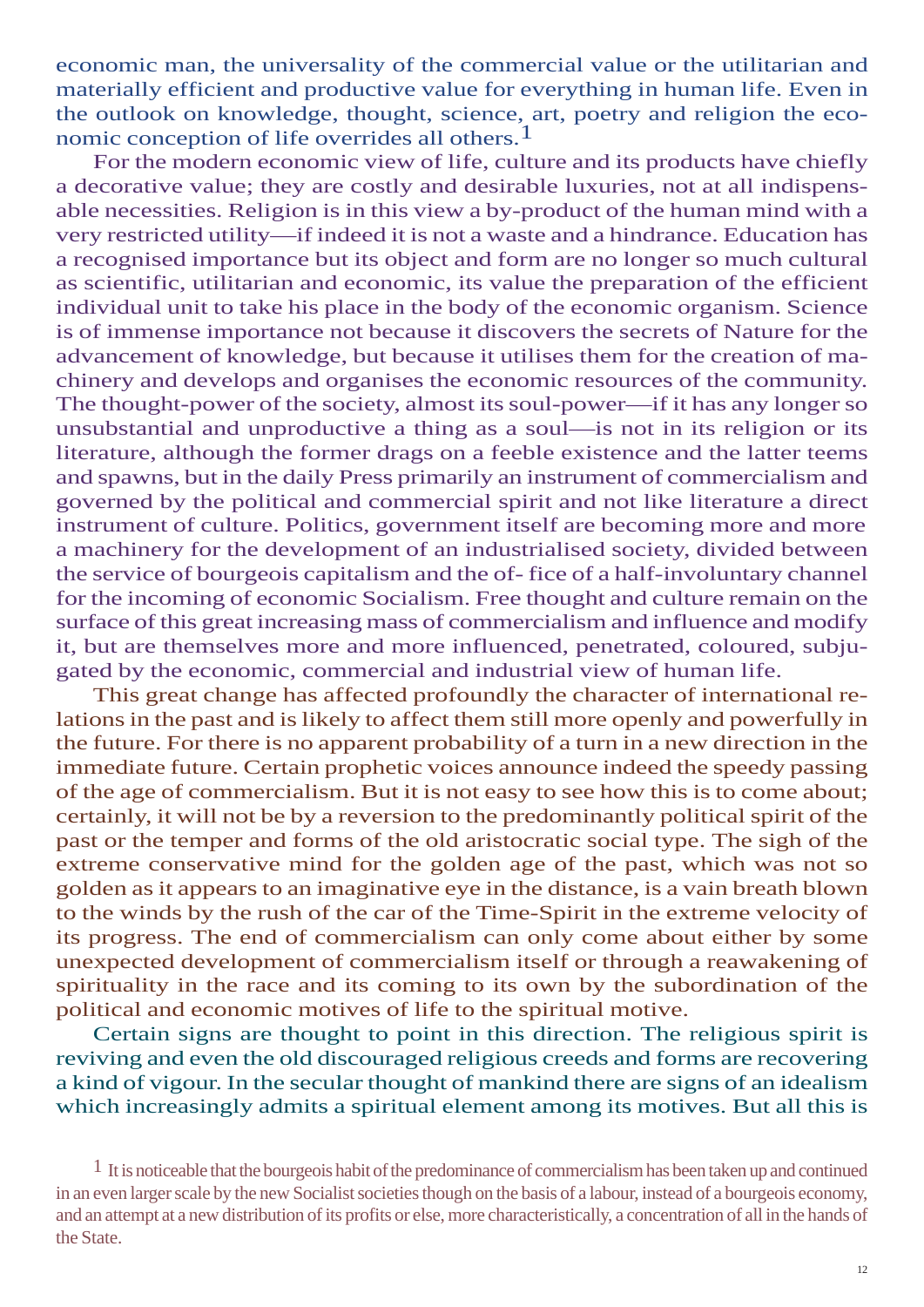economic man, the universality of the commercial value or the utilitarian and materially efficient and productive value for everything in human life. Even in the outlook on knowledge, thought, science, art, poetry and religion the economic conception of life overrides all others.[1]

For the modern economic view of life, culture and its products have chiefly a decorative value; they are costly and desirable luxuries, not at all indispensable necessities. Religion is in this view a by-product of the human mind with a very restricted utility—if indeed it is not a waste and a hindrance. Education has a recognised importance but its object and form are no longer so much cultural as scientific, utilitarian and economic, its value the preparation of the efficient individual unit to take his place in the body of the economic organism. Science is of immense importance not because it discovers the secrets of Nature for the advancement of knowledge, but because it utilises them for the creation of machinery and develops and organises the economic resources of the community. The thought-power of the society, almost its soul-power—if it has any longer so unsubstantial and unproductive a thing as a soul—is not in its religion or its literature, although the former drags on a feeble existence and the latter teems and spawns, but in the daily Press primarily an instrument of commercialism and governed by the political and commercial spirit and not like literature a direct instrument of culture. Politics, government itself are becoming more and more a machinery for the development of an industrialised society, divided between the service of bourgeois capitalism and the of- fice of a half-involuntary channel for the incoming of economic Socialism. Free thought and culture remain on the surface of this great increasing mass of commercialism and influence and modify it, but are themselves more and more influenced, penetrated, coloured, subjugated by the economic, commercial and industrial view of human life.

This great change has affected profoundly the character of international relations in the past and is likely to affect them still more openly and powerfully in the future. For there is no apparent probability of a turn in a new direction in the immediate future. Certain prophetic voices announce indeed the speedy passing of the age of commercialism. But it is not easy to see how this is to come about; certainly, it will not be by a reversion to the predominantly political spirit of the past or the temper and forms of the old aristocratic social type. The sigh of the extreme conservative mind for the golden age of the past, which was not so golden as it appears to an imaginative eye in the distance, is a vain breath blown to the winds by the rush of the car of the Time-Spirit in the extreme velocity of its progress. The end of commercialism can only come about either by some unexpected development of commercialism itself or through a reawakening of spirituality in the race and its coming to its own by the subordination of the political and economic motives of life to the spiritual motive.

Certain signs are thought to point in this direction. The religious spirit is reviving and even the old discouraged religious creeds and forms are recovering a kind of vigour. In the secular thought of mankind there are signs of an idealism which increasingly admits a spiritual element among its motives. But all this is

[1] It is noticeable that the bourgeois habit of the predominance of commercialism has been taken up and continued in an even larger scale by the new Socialist societies though on the basis of a labour, instead of a bourgeois economy, and an attempt at a new distribution of its profits or else, more characteristically, a concentration of all in the hands of the State.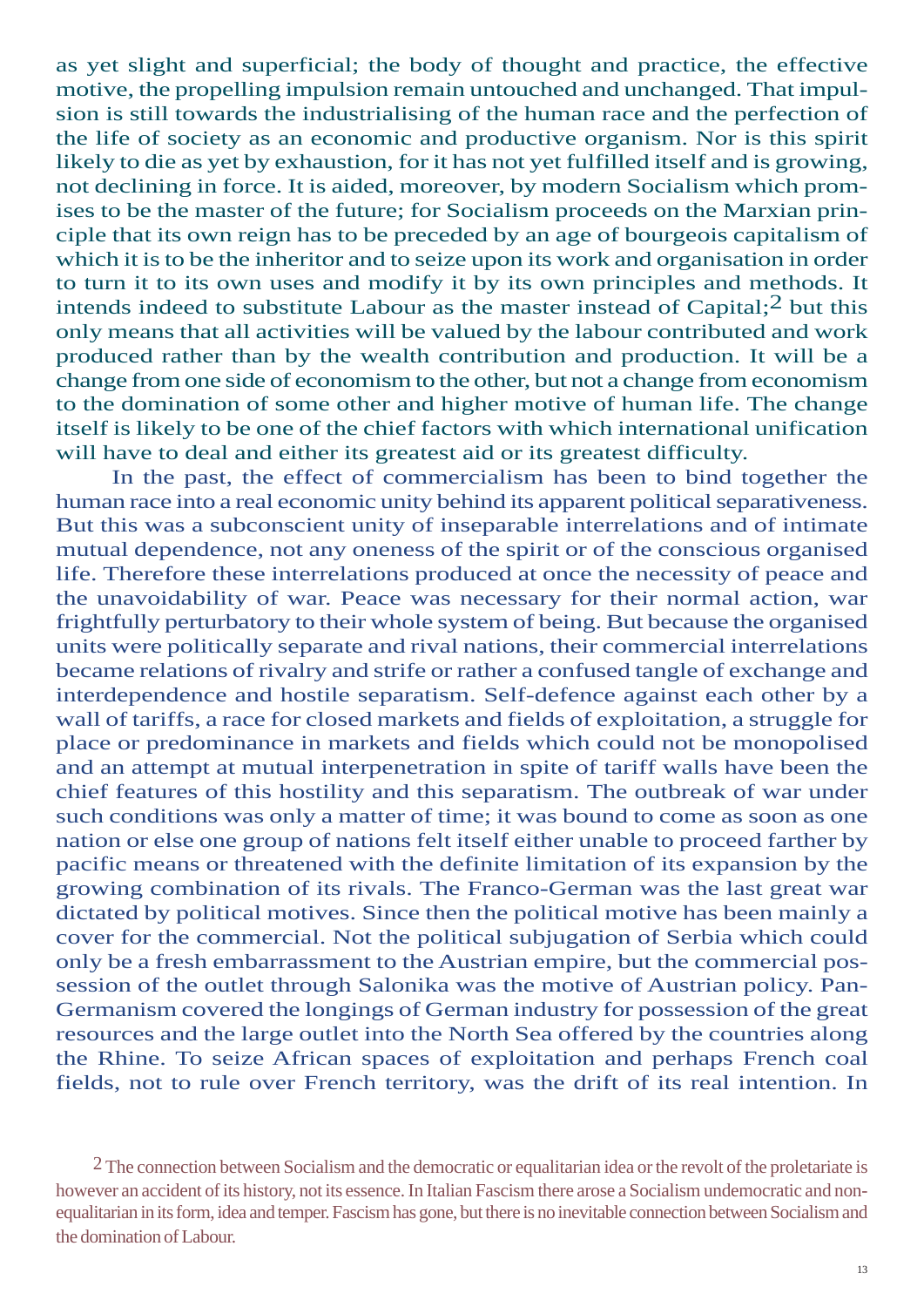as yet slight and superficial; the body of thought and practice, the effective motive, the propelling impulsion remain untouched and unchanged. That impulsion is still towards the industrialising of the human race and the perfection of the life of society as an economic and productive organism. Nor is this spirit likely to die as yet by exhaustion, for it has not yet fulfilled itself and is growing, not declining in force. It is aided, moreover, by modern Socialism which promises to be the master of the future; for Socialism proceeds on the Marxian principle that its own reign has to be preceded by an age of bourgeois capitalism of which it is to be the inheritor and to seize upon its work and organisation in order to turn it to its own uses and modify it by its own principles and methods. It intends indeed to substitute Labour as the master instead of Capital;[2] but this only means that all activities will be valued by the labour contributed and work produced rather than by the wealth contribution and production. It will be a change from one side of economism to the other, but not a change from economism to the domination of some other and higher motive of human life. The change itself is likely to be one of the chief factors with which international unification will have to deal and either its greatest aid or its greatest difficulty.

In the past, the effect of commercialism has been to bind together the human race into a real economic unity behind its apparent political separativeness. But this was a subconscient unity of inseparable interrelations and of intimate mutual dependence, not any oneness of the spirit or of the conscious organised life. Therefore these interrelations produced at once the necessity of peace and the unavoidability of war. Peace was necessary for their normal action, war frightfully perturbatory to their whole system of being. But because the organised units were politically separate and rival nations, their commercial interrelations became relations of rivalry and strife or rather a confused tangle of exchange and interdependence and hostile separatism. Self-defence against each other by a wall of tariffs, a race for closed markets and fields of exploitation, a struggle for place or predominance in markets and fields which could not be monopolised and an attempt at mutual interpenetration in spite of tariff walls have been the chief features of this hostility and this separatism. The outbreak of war under such conditions was only a matter of time; it was bound to come as soon as one nation or else one group of nations felt itself either unable to proceed farther by pacific means or threatened with the definite limitation of its expansion by the growing combination of its rivals. The Franco-German was the last great war dictated by political motives. Since then the political motive has been mainly a cover for the commercial. Not the political subjugation of Serbia which could only be a fresh embarrassment to the Austrian empire, but the commercial possession of the outlet through Salonika was the motive of Austrian policy. Pan-Germanism covered the longings of German industry for possession of the great resources and the large outlet into the North Sea offered by the countries along the Rhine. To seize African spaces of exploitation and perhaps French coal fields, not to rule over French territory, was the drift of its real intention. In

[2] The connection between Socialism and the democratic or equalitarian idea or the revolt of the proletariate is however an accident of its history, not its essence. In Italian Fascism there arose a Socialism undemocratic and non-equalitarian in its form, idea and temper. Fascism has gone, but there is no inevitable connection between Socialism and the domination of Labour.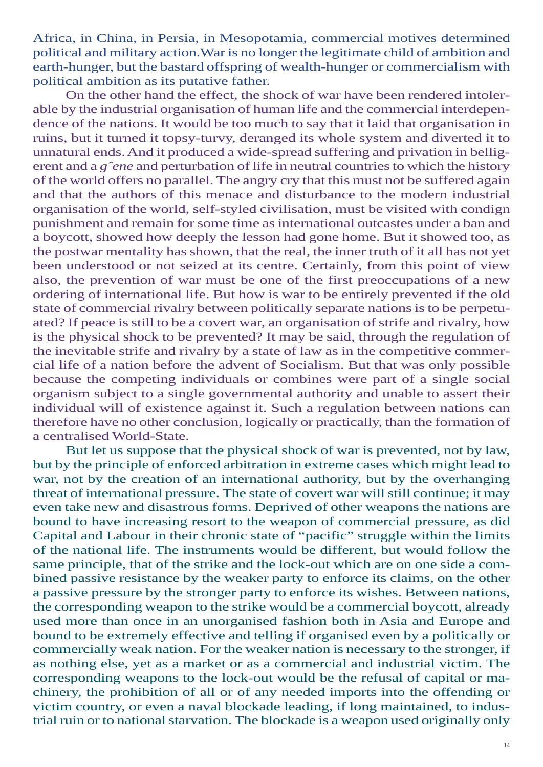Africa, in China, in Persia, in Mesopotamia, commercial motives determined political and military action.War is no longer the legitimate child of ambition and earth-hunger, but the bastard offspring of wealth-hunger or commercialism with political ambition as its putative father.

On the other hand the effect, the shock of war have been rendered intolerable by the industrial organisation of human life and the commercial interdependence of the nations. It would be too much to say that it laid that organisation in ruins, but it turned it topsy-turvy, deranged its whole system and diverted it to unnatural ends. And it produced a wide-spread suffering and privation in belligerent and a *gˆene* and perturbation of life in neutral countries to which the history of the world offers no parallel. The angry cry that this must not be suffered again and that the authors of this menace and disturbance to the modern industrial organisation of the world, self-styled civilisation, must be visited with condign punishment and remain for some time as international outcastes under a ban and a boycott, showed how deeply the lesson had gone home. But it showed too, as the postwar mentality has shown, that the real, the inner truth of it all has not yet been understood or not seized at its centre. Certainly, from this point of view also, the prevention of war must be one of the first preoccupations of a new ordering of international life. But how is war to be entirely prevented if the old state of commercial rivalry between politically separate nations is to be perpetuated? If peace is still to be a covert war, an organisation of strife and rivalry, how is the physical shock to be prevented? It may be said, through the regulation of the inevitable strife and rivalry by a state of law as in the competitive commercial life of a nation before the advent of Socialism. But that was only possible because the competing individuals or combines were part of a single social organism subject to a single governmental authority and unable to assert their individual will of existence against it. Such a regulation between nations can therefore have no other conclusion, logically or practically, than the formation of a centralised World-State.

But let us suppose that the physical shock of war is prevented, not by law, but by the principle of enforced arbitration in extreme cases which might lead to war, not by the creation of an international authority, but by the overhanging threat of international pressure. The state of covert war will still continue; it may even take new and disastrous forms. Deprived of other weapons the nations are bound to have increasing resort to the weapon of commercial pressure, as did Capital and Labour in their chronic state of "pacific" struggle within the limits of the national life. The instruments would be different, but would follow the same principle, that of the strike and the lock-out which are on one side a combined passive resistance by the weaker party to enforce its claims, on the other a passive pressure by the stronger party to enforce its wishes. Between nations, the corresponding weapon to the strike would be a commercial boycott, already used more than once in an unorganised fashion both in Asia and Europe and bound to be extremely effective and telling if organised even by a politically or commercially weak nation. For the weaker nation is necessary to the stronger, if as nothing else, yet as a market or as a commercial and industrial victim. The corresponding weapons to the lock-out would be the refusal of capital or machinery, the prohibition of all or of any needed imports into the offending or victim country, or even a naval blockade leading, if long maintained, to industrial ruin or to national starvation. The blockade is a weapon used originally only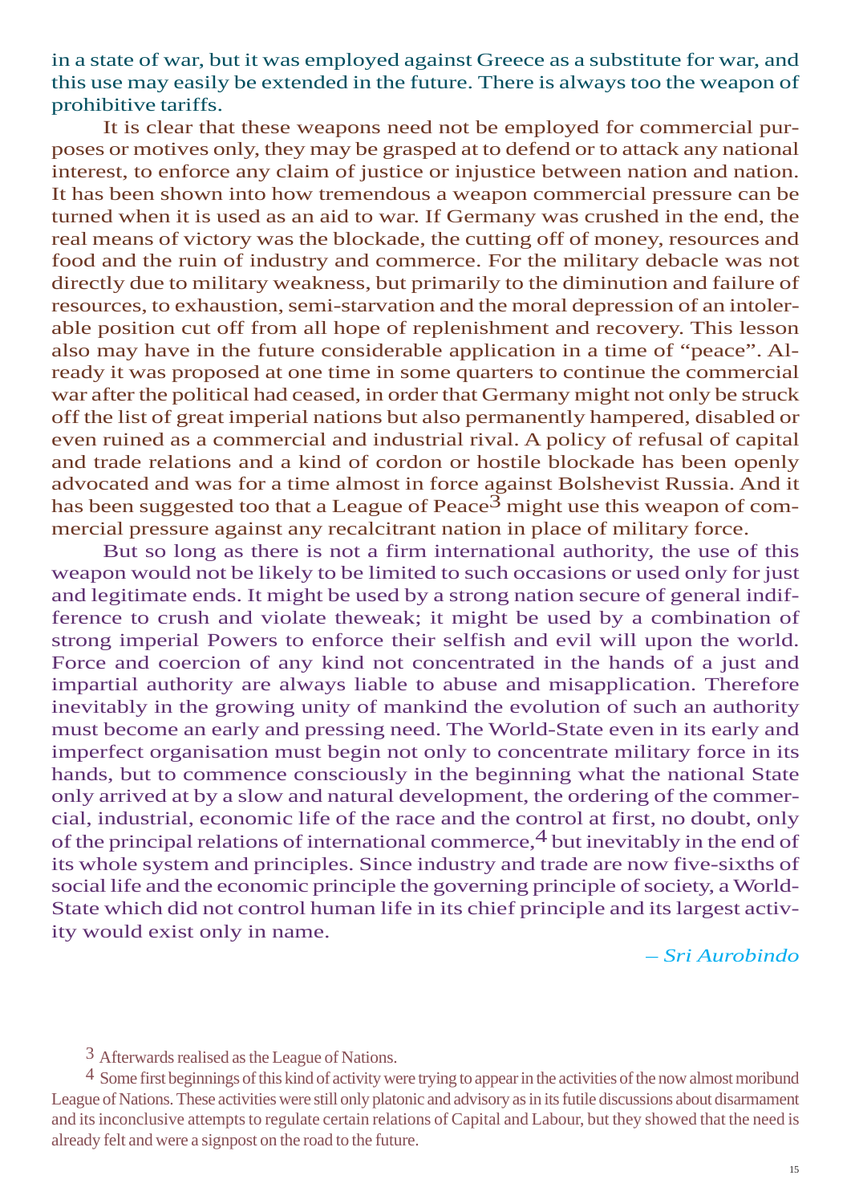in a state of war, but it was employed against Greece as a substitute for war, and this use may easily be extended in the future. There is always too the weapon of prohibitive tariffs.

It is clear that these weapons need not be employed for commercial purposes or motives only, they may be grasped at to defend or to attack any national interest, to enforce any claim of justice or injustice between nation and nation. It has been shown into how tremendous a weapon commercial pressure can be turned when it is used as an aid to war. If Germany was crushed in the end, the real means of victory was the blockade, the cutting off of money, resources and food and the ruin of industry and commerce. For the military debacle was not directly due to military weakness, but primarily to the diminution and failure of resources, to exhaustion, semi-starvation and the moral depression of an intolerable position cut off from all hope of replenishment and recovery. This lesson also may have in the future considerable application in a time of "peace". Already it was proposed at one time in some quarters to continue the commercial war after the political had ceased, in order that Germany might not only be struck off the list of great imperial nations but also permanently hampered, disabled or even ruined as a commercial and industrial rival. A policy of refusal of capital and trade relations and a kind of cordon or hostile blockade has been openly advocated and was for a time almost in force against Bolshevist Russia. And it has been suggested too that a League of Peace[3] might use this weapon of commercial pressure against any recalcitrant nation in place of military force.

But so long as there is not a firm international authority, the use of this weapon would not be likely to be limited to such occasions or used only for just and legitimate ends. It might be used by a strong nation secure of general indifference to crush and violate theweak; it might be used by a combination of strong imperial Powers to enforce their selfish and evil will upon the world. Force and coercion of any kind not concentrated in the hands of a just and impartial authority are always liable to abuse and misapplication. Therefore inevitably in the growing unity of mankind the evolution of such an authority must become an early and pressing need. The World-State even in its early and imperfect organisation must begin not only to concentrate military force in its hands, but to commence consciously in the beginning what the national State only arrived at by a slow and natural development, the ordering of the commercial, industrial, economic life of the race and the control at first, no doubt, only of the principal relations of international commerce,[4] but inevitably in the end of its whole system and principles. Since industry and trade are now five-sixths of social life and the economic principle the governing principle of society, a World-State which did not control human life in its chief principle and its largest activity would exist only in name.

*– Sri Aurobindo*

[3] Afterwards realised as the League of Nations.

[4] Some first beginnings of this kind of activity were trying to appear in the activities of the now almost moribund League of Nations. These activities were still only platonic and advisory as in its futile discussions about disarmament and its inconclusive attempts to regulate certain relations of Capital and Labour, but they showed that the need is already felt and were a signpost on the road to the future.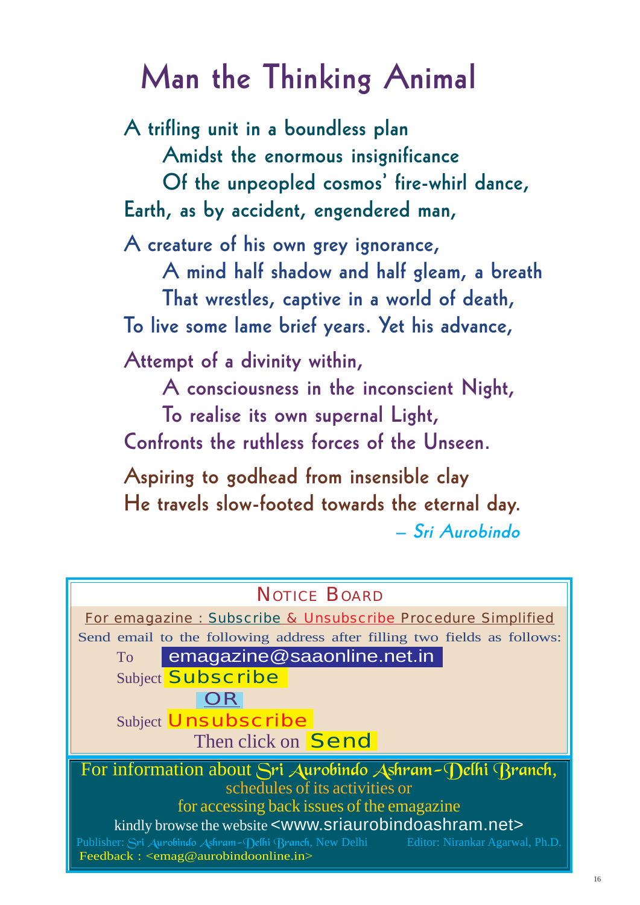# Man the Thinking Animal

A trifling unit in a boundless plan
Amidst the enormous insignificance
Of the unpeopled cosmos' fire-whirl dance,
Earth, as by accident, engendered man,

A creature of his own grey ignorance,
A mind half shadow and half gleam, a breath
That wrestles, captive in a world of death,
To live some lame brief years. Yet his advance,

Attempt of a divinity within,
A consciousness in the inconscient Night,
To realise its own supernal Light,
Confronts the ruthless forces of the Unseen.

Aspiring to godhead from insensible clay
He travels slow-footed towards the eternal day.

*— Sri Aurobindo*

## NOTICE BOARD

For emagazine : Subscribe & Unsubscribe Procedure Simplified

Send email to the following address after filling two fields as follows:

To emagazine@saaonline.net.in

Subject Subscribe

OR

Subject Unsubscribe

Then click on Send

For information about Sri Aurobindo Ashram–Delhi Branch, schedules of its activities or for accessing back issues of the emagazine kindly browse the website <www.sriaurobindoashram.net>

Publisher: Sri Aurobindo Ashram–Delhi Branch, New Delhi

Editor: Nirankar Agarwal, Ph.D.

Feedback : <emag@aurobindoonline.in>